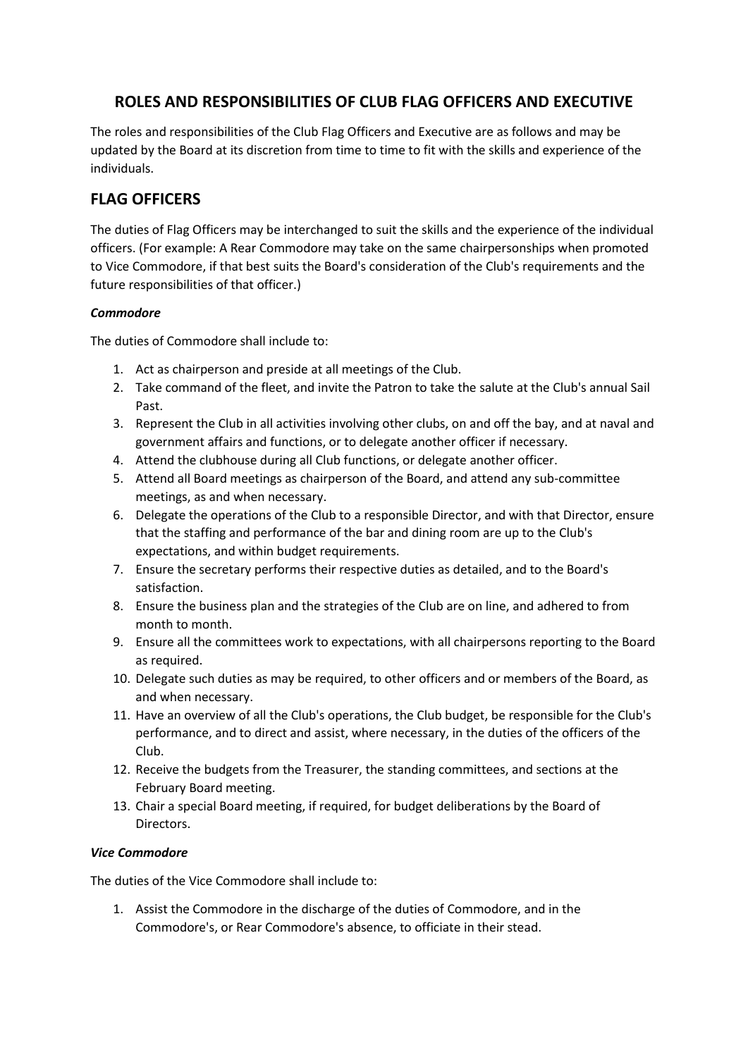# ROLES AND RESPONSIBILITIES OF CLUB FLAG OFFICERS AND EXECUTIVE

The roles and responsibilities of the Club Flag Officers and Executive are as follows and may be updated by the Board at its discretion from time to time to fit with the skills and experience of the individuals.

## FLAG OFFICERS

The duties of Flag Officers may be interchanged to suit the skills and the experience of the individual officers. (For example: A Rear Commodore may take on the same chairpersonships when promoted to Vice Commodore, if that best suits the Board's consideration of the Club's requirements and the future responsibilities of that officer.)

#### ***Commodore***

The duties of Commodore shall include to:

1. Act as chairperson and preside at all meetings of the Club.
2. Take command of the fleet, and invite the Patron to take the salute at the Club's annual Sail Past.
3. Represent the Club in all activities involving other clubs, on and off the bay, and at naval and government affairs and functions, or to delegate another officer if necessary.
4. Attend the clubhouse during all Club functions, or delegate another officer.
5. Attend all Board meetings as chairperson of the Board, and attend any sub-committee meetings, as and when necessary.
6. Delegate the operations of the Club to a responsible Director, and with that Director, ensure that the staffing and performance of the bar and dining room are up to the Club's expectations, and within budget requirements.
7. Ensure the secretary performs their respective duties as detailed, and to the Board's satisfaction.
8. Ensure the business plan and the strategies of the Club are on line, and adhered to from month to month.
9. Ensure all the committees work to expectations, with all chairpersons reporting to the Board as required.
10. Delegate such duties as may be required, to other officers and or members of the Board, as and when necessary.
11. Have an overview of all the Club's operations, the Club budget, be responsible for the Club's performance, and to direct and assist, where necessary, in the duties of the officers of the Club.
12. Receive the budgets from the Treasurer, the standing committees, and sections at the February Board meeting.
13. Chair a special Board meeting, if required, for budget deliberations by the Board of Directors.

#### ***Vice Commodore***

The duties of the Vice Commodore shall include to:

1. Assist the Commodore in the discharge of the duties of Commodore, and in the Commodore's, or Rear Commodore's absence, to officiate in their stead.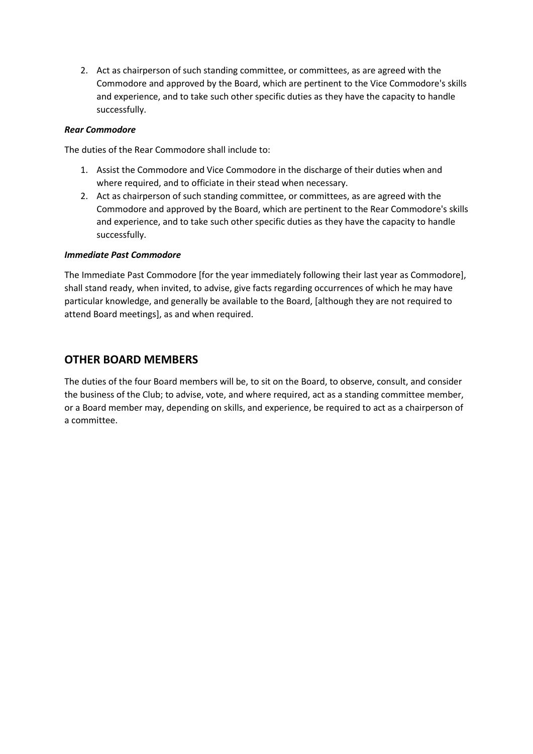2. Act as chairperson of such standing committee, or committees, as are agreed with the Commodore and approved by the Board, which are pertinent to the Vice Commodore's skills and experience, and to take such other specific duties as they have the capacity to handle successfully.

***Rear Commodore***

The duties of the Rear Commodore shall include to:

1. Assist the Commodore and Vice Commodore in the discharge of their duties when and where required, and to officiate in their stead when necessary.
2. Act as chairperson of such standing committee, or committees, as are agreed with the Commodore and approved by the Board, which are pertinent to the Rear Commodore's skills and experience, and to take such other specific duties as they have the capacity to handle successfully.

***Immediate Past Commodore***

The Immediate Past Commodore [for the year immediately following their last year as Commodore], shall stand ready, when invited, to advise, give facts regarding occurrences of which he may have particular knowledge, and generally be available to the Board, [although they are not required to attend Board meetings], as and when required.

## OTHER BOARD MEMBERS

The duties of the four Board members will be, to sit on the Board, to observe, consult, and consider the business of the Club; to advise, vote, and where required, act as a standing committee member, or a Board member may, depending on skills, and experience, be required to act as a chairperson of a committee.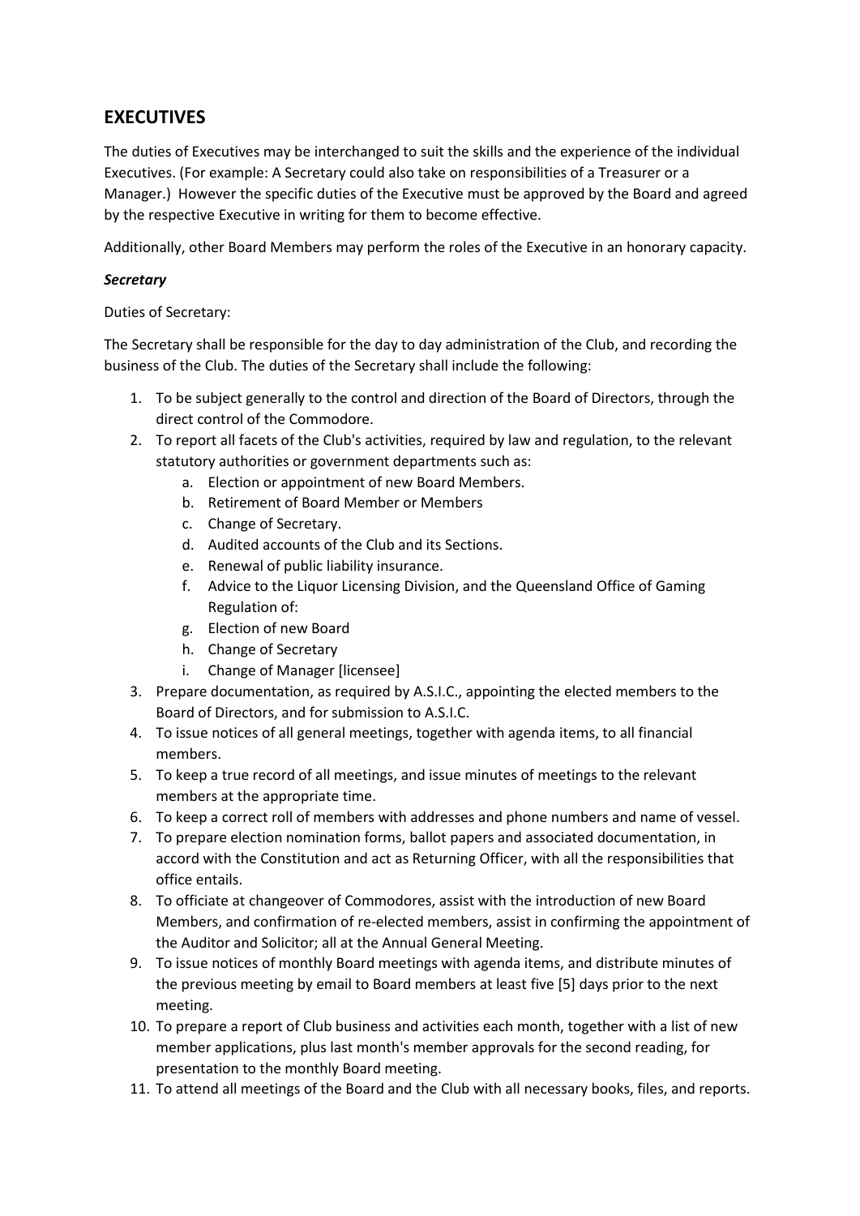## EXECUTIVES

The duties of Executives may be interchanged to suit the skills and the experience of the individual Executives. (For example: A Secretary could also take on responsibilities of a Treasurer or a Manager.) However the specific duties of the Executive must be approved by the Board and agreed by the respective Executive in writing for them to become effective.

Additionally, other Board Members may perform the roles of the Executive in an honorary capacity.

***Secretary***

Duties of Secretary:

The Secretary shall be responsible for the day to day administration of the Club, and recording the business of the Club. The duties of the Secretary shall include the following:

1. To be subject generally to the control and direction of the Board of Directors, through the direct control of the Commodore.
2. To report all facets of the Club's activities, required by law and regulation, to the relevant statutory authorities or government departments such as:
    a. Election or appointment of new Board Members.
    b. Retirement of Board Member or Members
    c. Change of Secretary.
    d. Audited accounts of the Club and its Sections.
    e. Renewal of public liability insurance.
    f. Advice to the Liquor Licensing Division, and the Queensland Office of Gaming Regulation of:
    g. Election of new Board
    h. Change of Secretary
    i. Change of Manager [licensee]
3. Prepare documentation, as required by A.S.I.C., appointing the elected members to the Board of Directors, and for submission to A.S.I.C.
4. To issue notices of all general meetings, together with agenda items, to all financial members.
5. To keep a true record of all meetings, and issue minutes of meetings to the relevant members at the appropriate time.
6. To keep a correct roll of members with addresses and phone numbers and name of vessel.
7. To prepare election nomination forms, ballot papers and associated documentation, in accord with the Constitution and act as Returning Officer, with all the responsibilities that office entails.
8. To officiate at changeover of Commodores, assist with the introduction of new Board Members, and confirmation of re-elected members, assist in confirming the appointment of the Auditor and Solicitor; all at the Annual General Meeting.
9. To issue notices of monthly Board meetings with agenda items, and distribute minutes of the previous meeting by email to Board members at least five [5] days prior to the next meeting.
10. To prepare a report of Club business and activities each month, together with a list of new member applications, plus last month's member approvals for the second reading, for presentation to the monthly Board meeting.
11. To attend all meetings of the Board and the Club with all necessary books, files, and reports.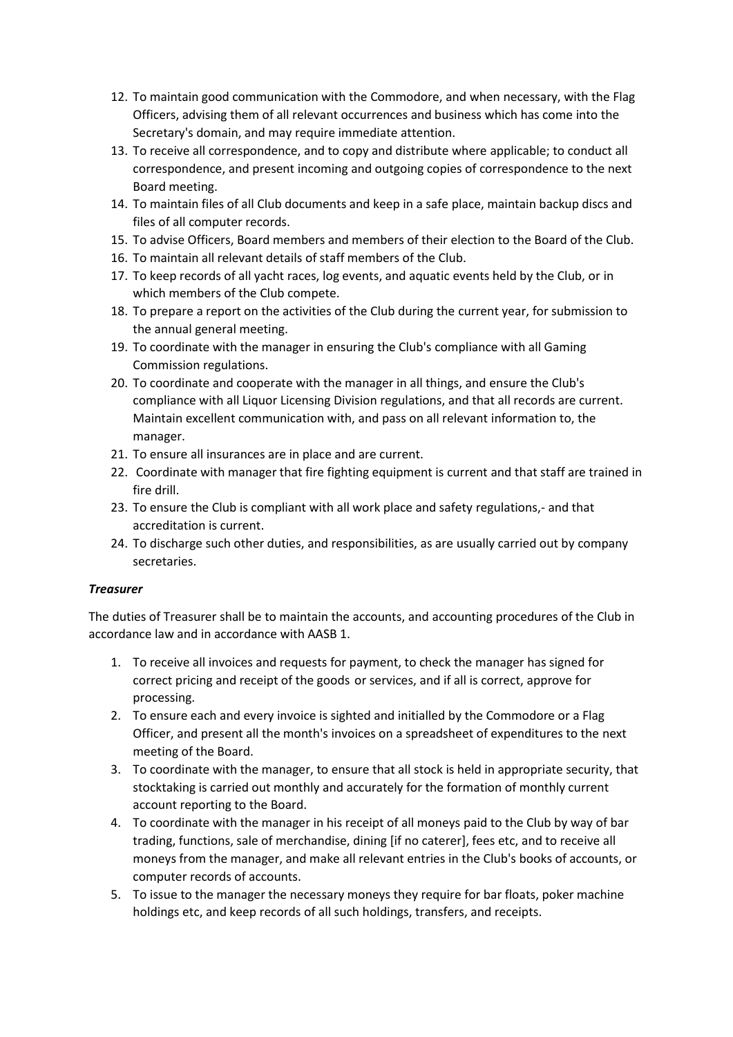12. To maintain good communication with the Commodore, and when necessary, with the Flag Officers, advising them of all relevant occurrences and business which has come into the Secretary's domain, and may require immediate attention.
13. To receive all correspondence, and to copy and distribute where applicable; to conduct all correspondence, and present incoming and outgoing copies of correspondence to the next Board meeting.
14. To maintain files of all Club documents and keep in a safe place, maintain backup discs and files of all computer records.
15. To advise Officers, Board members and members of their election to the Board of the Club.
16. To maintain all relevant details of staff members of the Club.
17. To keep records of all yacht races, log events, and aquatic events held by the Club, or in which members of the Club compete.
18. To prepare a report on the activities of the Club during the current year, for submission to the annual general meeting.
19. To coordinate with the manager in ensuring the Club's compliance with all Gaming Commission regulations.
20. To coordinate and cooperate with the manager in all things, and ensure the Club's compliance with all Liquor Licensing Division regulations, and that all records are current. Maintain excellent communication with, and pass on all relevant information to, the manager.
21. To ensure all insurances are in place and are current.
22. Coordinate with manager that fire fighting equipment is current and that staff are trained in fire drill.
23. To ensure the Club is compliant with all work place and safety regulations,- and that accreditation is current.
24. To discharge such other duties, and responsibilities, as are usually carried out by company secretaries.

***Treasurer***

The duties of Treasurer shall be to maintain the accounts, and accounting procedures of the Club in accordance law and in accordance with AASB 1.

1. To receive all invoices and requests for payment, to check the manager has signed for correct pricing and receipt of the goods or services, and if all is correct, approve for processing.
2. To ensure each and every invoice is sighted and initialled by the Commodore or a Flag Officer, and present all the month's invoices on a spreadsheet of expenditures to the next meeting of the Board.
3. To coordinate with the manager, to ensure that all stock is held in appropriate security, that stocktaking is carried out monthly and accurately for the formation of monthly current account reporting to the Board.
4. To coordinate with the manager in his receipt of all moneys paid to the Club by way of bar trading, functions, sale of merchandise, dining [if no caterer], fees etc, and to receive all moneys from the manager, and make all relevant entries in the Club's books of accounts, or computer records of accounts.
5. To issue to the manager the necessary moneys they require for bar floats, poker machine holdings etc, and keep records of all such holdings, transfers, and receipts.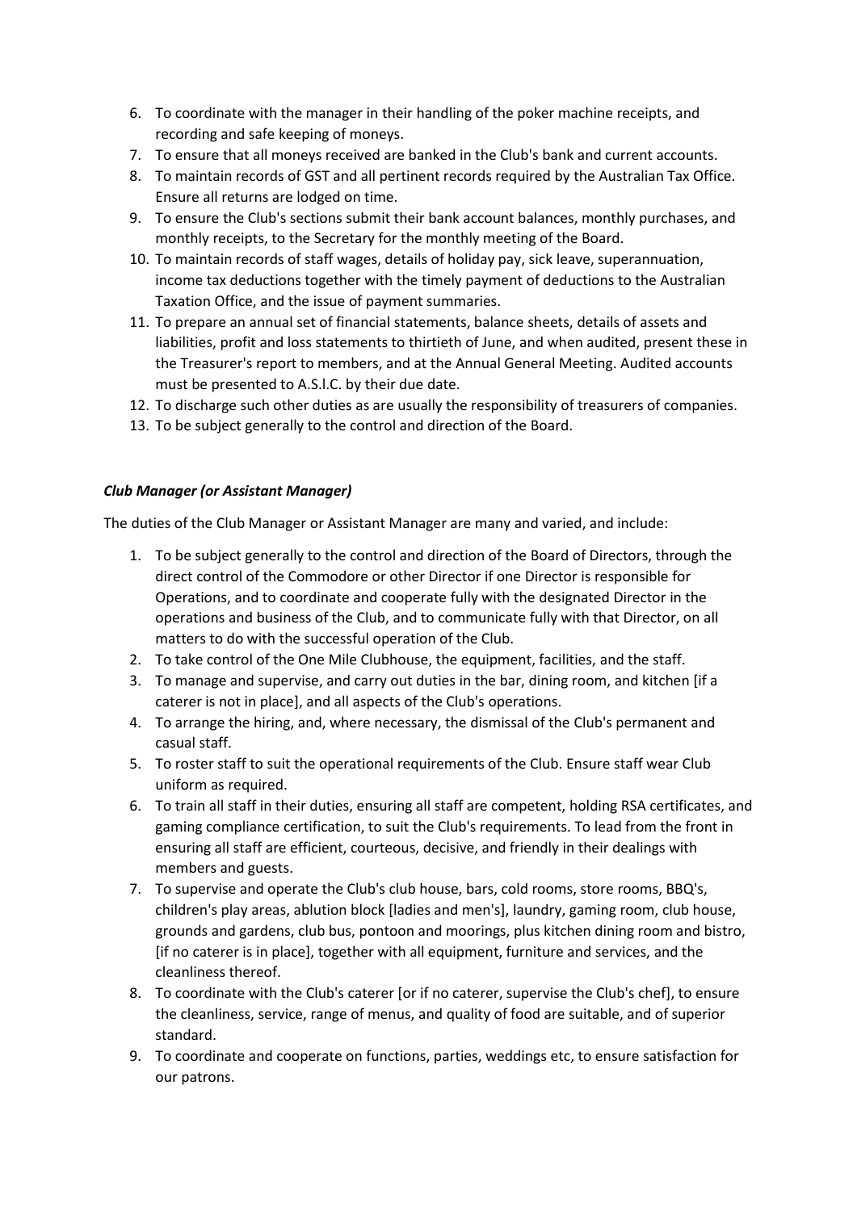6. To coordinate with the manager in their handling of the poker machine receipts, and recording and safe keeping of moneys.
7. To ensure that all moneys received are banked in the Club's bank and current accounts.
8. To maintain records of GST and all pertinent records required by the Australian Tax Office. Ensure all returns are lodged on time.
9. To ensure the Club's sections submit their bank account balances, monthly purchases, and monthly receipts, to the Secretary for the monthly meeting of the Board.
10. To maintain records of staff wages, details of holiday pay, sick leave, superannuation, income tax deductions together with the timely payment of deductions to the Australian Taxation Office, and the issue of payment summaries.
11. To prepare an annual set of financial statements, balance sheets, details of assets and liabilities, profit and loss statements to thirtieth of June, and when audited, present these in the Treasurer's report to members, and at the Annual General Meeting. Audited accounts must be presented to A.S.I.C. by their due date.
12. To discharge such other duties as are usually the responsibility of treasurers of companies.
13. To be subject generally to the control and direction of the Board.

***Club Manager (or Assistant Manager)***

The duties of the Club Manager or Assistant Manager are many and varied, and include:

1. To be subject generally to the control and direction of the Board of Directors, through the direct control of the Commodore or other Director if one Director is responsible for Operations, and to coordinate and cooperate fully with the designated Director in the operations and business of the Club, and to communicate fully with that Director, on all matters to do with the successful operation of the Club.
2. To take control of the One Mile Clubhouse, the equipment, facilities, and the staff.
3. To manage and supervise, and carry out duties in the bar, dining room, and kitchen [if a caterer is not in place], and all aspects of the Club's operations.
4. To arrange the hiring, and, where necessary, the dismissal of the Club's permanent and casual staff.
5. To roster staff to suit the operational requirements of the Club. Ensure staff wear Club uniform as required.
6. To train all staff in their duties, ensuring all staff are competent, holding RSA certificates, and gaming compliance certification, to suit the Club's requirements. To lead from the front in ensuring all staff are efficient, courteous, decisive, and friendly in their dealings with members and guests.
7. To supervise and operate the Club's club house, bars, cold rooms, store rooms, BBQ's, children's play areas, ablution block [ladies and men's], laundry, gaming room, club house, grounds and gardens, club bus, pontoon and moorings, plus kitchen dining room and bistro, [if no caterer is in place], together with all equipment, furniture and services, and the cleanliness thereof.
8. To coordinate with the Club's caterer [or if no caterer, supervise the Club's chef], to ensure the cleanliness, service, range of menus, and quality of food are suitable, and of superior standard.
9. To coordinate and cooperate on functions, parties, weddings etc, to ensure satisfaction for our patrons.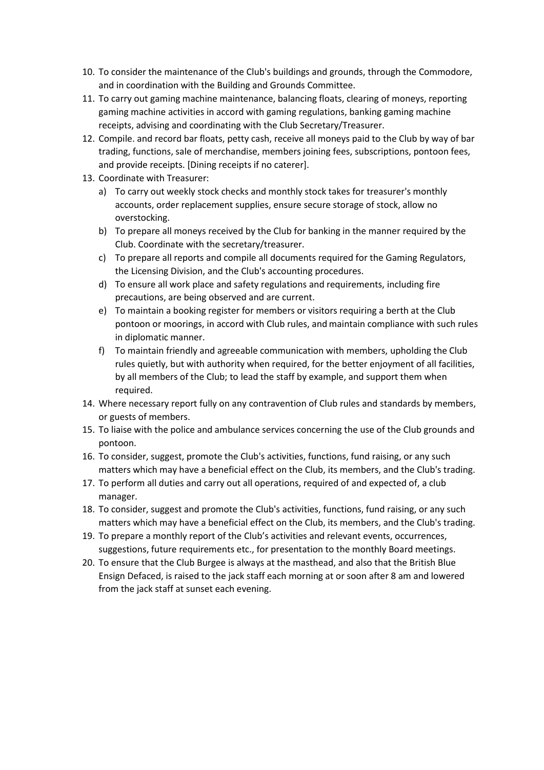10. To consider the maintenance of the Club's buildings and grounds, through the Commodore, and in coordination with the Building and Grounds Committee.
11. To carry out gaming machine maintenance, balancing floats, clearing of moneys, reporting gaming machine activities in accord with gaming regulations, banking gaming machine receipts, advising and coordinating with the Club Secretary/Treasurer.
12. Compile. and record bar floats, petty cash, receive all moneys paid to the Club by way of bar trading, functions, sale of merchandise, members joining fees, subscriptions, pontoon fees, and provide receipts. [Dining receipts if no caterer].
13. Coordinate with Treasurer:
    a) To carry out weekly stock checks and monthly stock takes for treasurer's monthly accounts, order replacement supplies, ensure secure storage of stock, allow no overstocking.
    b) To prepare all moneys received by the Club for banking in the manner required by the Club. Coordinate with the secretary/treasurer.
    c) To prepare all reports and compile all documents required for the Gaming Regulators, the Licensing Division, and the Club's accounting procedures.
    d) To ensure all work place and safety regulations and requirements, including fire precautions, are being observed and are current.
    e) To maintain a booking register for members or visitors requiring a berth at the Club pontoon or moorings, in accord with Club rules, and maintain compliance with such rules in diplomatic manner.
    f) To maintain friendly and agreeable communication with members, upholding the Club rules quietly, but with authority when required, for the better enjoyment of all facilities, by all members of the Club; to lead the staff by example, and support them when required.
14. Where necessary report fully on any contravention of Club rules and standards by members, or guests of members.
15. To liaise with the police and ambulance services concerning the use of the Club grounds and pontoon.
16. To consider, suggest, promote the Club's activities, functions, fund raising, or any such matters which may have a beneficial effect on the Club, its members, and the Club's trading.
17. To perform all duties and carry out all operations, required of and expected of, a club manager.
18. To consider, suggest and promote the Club's activities, functions, fund raising, or any such matters which may have a beneficial effect on the Club, its members, and the Club's trading.
19. To prepare a monthly report of the Club's activities and relevant events, occurrences, suggestions, future requirements etc., for presentation to the monthly Board meetings.
20. To ensure that the Club Burgee is always at the masthead, and also that the British Blue Ensign Defaced, is raised to the jack staff each morning at or soon after 8 am and lowered from the jack staff at sunset each evening.